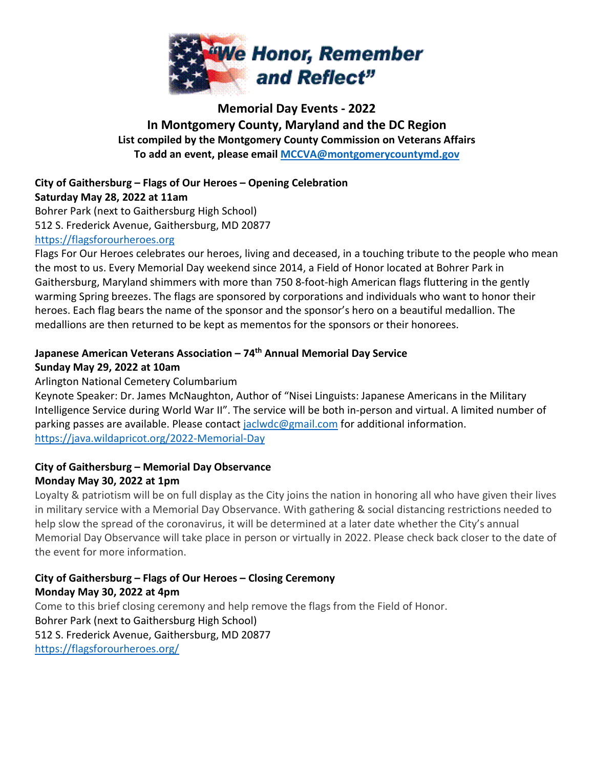“We Honor, Remember and Reflect”

# Memorial Day Events - 2022
# In Montgomery County, Maryland and the DC Region

**List compiled by the Montgomery County Commission on Veterans Affairs**
**To add an event, please email MCCVA@montgomerycountymd.gov**

**City of Gaithersburg – Flags of Our Heroes – Opening Celebration**
**Saturday May 28, 2022 at 11am**
Bohrer Park (next to Gaithersburg High School)
512 S. Frederick Avenue, Gaithersburg, MD 20877
https://flagsforourheroes.org
Flags For Our Heroes celebrates our heroes, living and deceased, in a touching tribute to the people who mean the most to us. Every Memorial Day weekend since 2014, a Field of Honor located at Bohrer Park in Gaithersburg, Maryland shimmers with more than 750 8-foot-high American flags fluttering in the gently warming Spring breezes. The flags are sponsored by corporations and individuals who want to honor their heroes. Each flag bears the name of the sponsor and the sponsor’s hero on a beautiful medallion. The medallions are then returned to be kept as mementos for the sponsors or their honorees.

**Japanese American Veterans Association – 74th Annual Memorial Day Service**
**Sunday May 29, 2022 at 10am**
Arlington National Cemetery Columbarium
Keynote Speaker: Dr. James McNaughton, Author of “Nisei Linguists: Japanese Americans in the Military Intelligence Service during World War II”. The service will be both in-person and virtual. A limited number of parking passes are available. Please contact jaclwdc@gmail.com for additional information.
https://java.wildapricot.org/2022-Memorial-Day

**City of Gaithersburg – Memorial Day Observance**
**Monday May 30, 2022 at 1pm**
Loyalty & patriotism will be on full display as the City joins the nation in honoring all who have given their lives in military service with a Memorial Day Observance. With gathering & social distancing restrictions needed to help slow the spread of the coronavirus, it will be determined at a later date whether the City’s annual Memorial Day Observance will take place in person or virtually in 2022. Please check back closer to the date of the event for more information.

**City of Gaithersburg – Flags of Our Heroes – Closing Ceremony**
**Monday May 30, 2022 at 4pm**
Come to this brief closing ceremony and help remove the flags from the Field of Honor.
Bohrer Park (next to Gaithersburg High School)
512 S. Frederick Avenue, Gaithersburg, MD 20877
https://flagsforourheroes.org/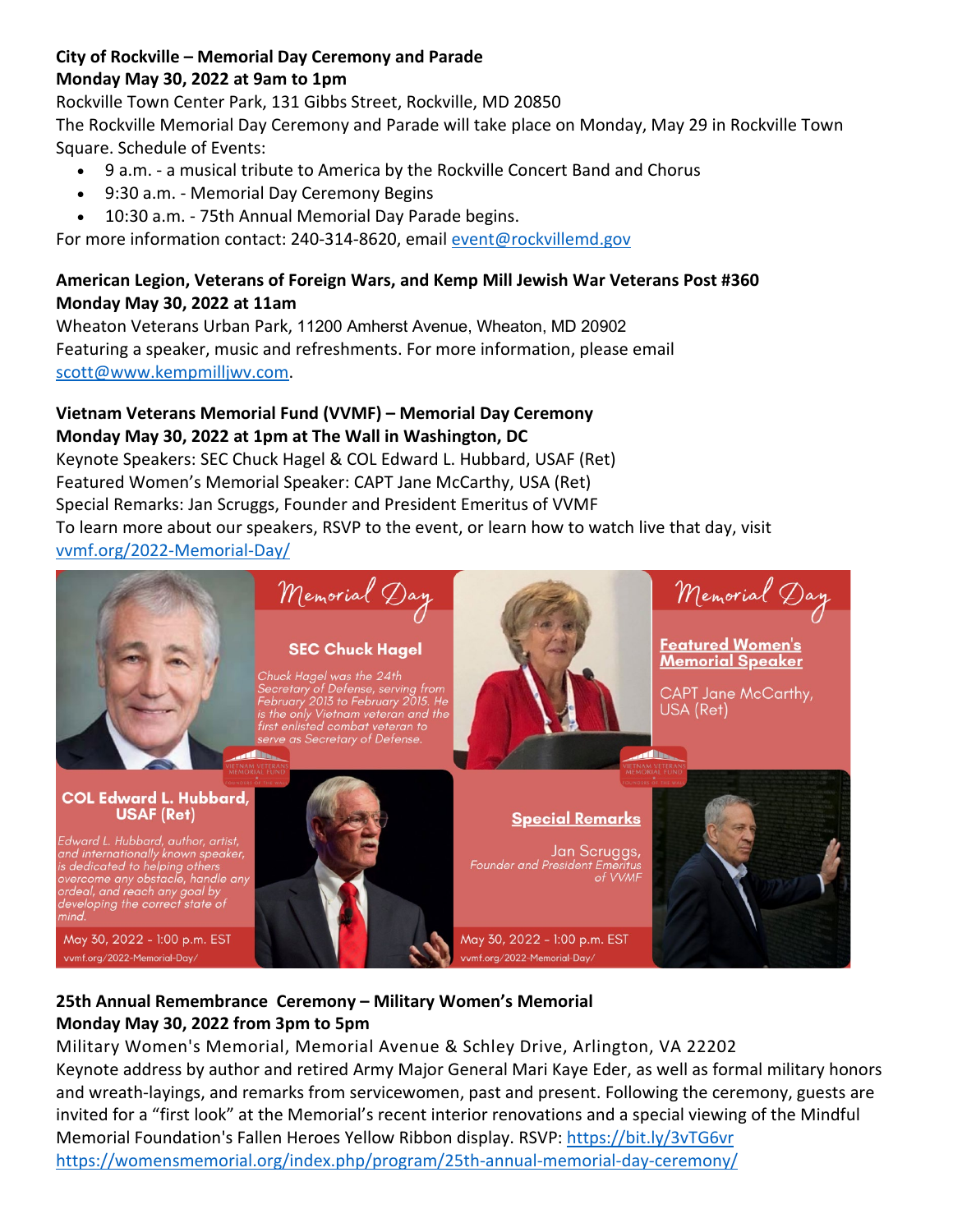**City of Rockville – Memorial Day Ceremony and Parade**
**Monday May 30, 2022 at 9am to 1pm**
Rockville Town Center Park, 131 Gibbs Street, Rockville, MD 20850
The Rockville Memorial Day Ceremony and Parade will take place on Monday, May 29 in Rockville Town Square. Schedule of Events:

- 9 a.m. - a musical tribute to America by the Rockville Concert Band and Chorus
- 9:30 a.m. - Memorial Day Ceremony Begins
- 10:30 a.m. - 75th Annual Memorial Day Parade begins.

For more information contact: 240-314-8620, email event@rockvillemd.gov

**American Legion, Veterans of Foreign Wars, and Kemp Mill Jewish War Veterans Post #360**
**Monday May 30, 2022 at 11am**
Wheaton Veterans Urban Park, 11200 Amherst Avenue, Wheaton, MD 20902
Featuring a speaker, music and refreshments. For more information, please email scott@www.kempmilljwv.com.

**Vietnam Veterans Memorial Fund (VVMF) – Memorial Day Ceremony**
**Monday May 30, 2022 at 1pm at The Wall in Washington, DC**
Keynote Speakers: SEC Chuck Hagel & COL Edward L. Hubbard, USAF (Ret)
Featured Women's Memorial Speaker: CAPT Jane McCarthy, USA (Ret)
Special Remarks: Jan Scruggs, Founder and President Emeritus of VVMF
To learn more about our speakers, RSVP to the event, or learn how to watch live that day, visit vvmf.org/2022-Memorial-Day/

Memorial Day

**SEC Chuck Hagel**

*Chuck Hagel was the 24th Secretary of Defense, serving from February 2013 to February 2015. He is the only Vietnam veteran and the first enlisted combat veteran to serve as Secretary of Defense.*

**COL Edward L. Hubbard, USAF (Ret)**

*Edward L. Hubbard, author, artist, and internationally known speaker, is dedicated to helping others overcome any obstacle, handle any ordeal, and reach any goal by developing the correct state of mind.*

May 30, 2022 - 1:00 p.m. EST
vvmf.org/2022-Memorial-Day/

Memorial Day

**Featured Women's Memorial Speaker**

CAPT Jane McCarthy, USA (Ret)

**Special Remarks**

Jan Scruggs,
*Founder and President Emeritus of VVMF*

May 30, 2022 - 1:00 p.m. EST
vvmf.org/2022-Memorial-Day/

**25th Annual Remembrance Ceremony – Military Women's Memorial**
**Monday May 30, 2022 from 3pm to 5pm**
Military Women's Memorial, Memorial Avenue & Schley Drive, Arlington, VA 22202
Keynote address by author and retired Army Major General Mari Kaye Eder, as well as formal military honors and wreath-layings, and remarks from servicewomen, past and present. Following the ceremony, guests are invited for a "first look" at the Memorial's recent interior renovations and a special viewing of the Mindful Memorial Foundation's Fallen Heroes Yellow Ribbon display. RSVP: https://bit.ly/3vTG6vr
https://womensmemorial.org/index.php/program/25th-annual-memorial-day-ceremony/